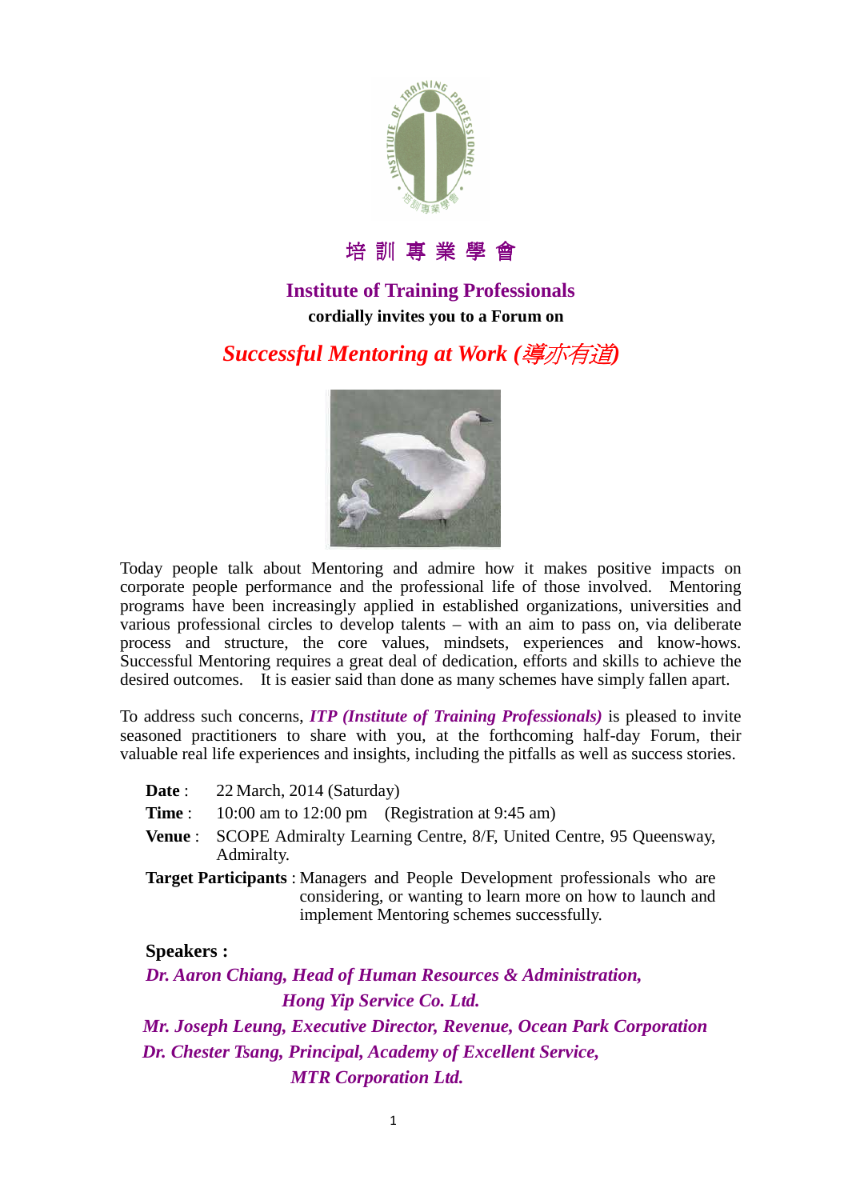# 培 訓 專 業 學 會

## Institute of Training Professionals

**cordially invites you to a Forum on**

## *Successful Mentoring at Work (導亦有道)*

Today people talk about Mentoring and admire how it makes positive impacts on corporate people performance and the professional life of those involved. Mentoring programs have been increasingly applied in established organizations, universities and various professional circles to develop talents – with an aim to pass on, via deliberate process and structure, the core values, mindsets, experiences and know-hows. Successful Mentoring requires a great deal of dedication, efforts and skills to achieve the desired outcomes. It is easier said than done as many schemes have simply fallen apart.

To address such concerns, ***ITP (Institute of Training Professionals)*** is pleased to invite seasoned practitioners to share with you, at the forthcoming half-day Forum, their valuable real life experiences and insights, including the pitfalls as well as success stories.

**Date** : 22 March, 2014 (Saturday)

**Time** : 10:00 am to 12:00 pm (Registration at 9:45 am)

**Venue** : SCOPE Admiralty Learning Centre, 8/F, United Centre, 95 Queensway, Admiralty.

**Target Participants** : Managers and People Development professionals who are considering, or wanting to learn more on how to launch and implement Mentoring schemes successfully.

**Speakers :**

***Dr. Aaron Chiang, Head of Human Resources & Administration, Hong Yip Service Co. Ltd.***

***Mr. Joseph Leung, Executive Director, Revenue, Ocean Park Corporation***

***Dr. Chester Tsang, Principal, Academy of Excellent Service, MTR Corporation Ltd.***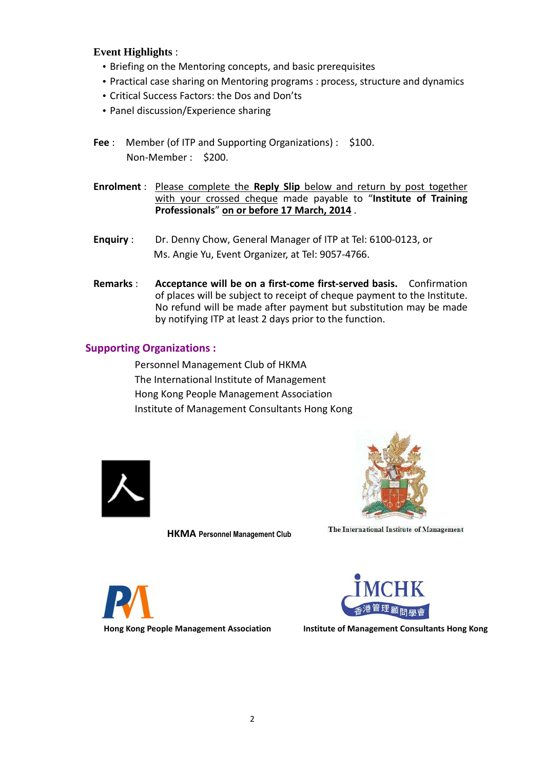**Event Highlights** :

- Briefing on the Mentoring concepts, and basic prerequisites
- Practical case sharing on Mentoring programs : process, structure and dynamics
- Critical Success Factors: the Dos and Don'ts
- Panel discussion/Experience sharing

**Fee** : Member (of ITP and Supporting Organizations) : $100.
Non-Member : $200.

**Enrolment** : Please complete the **Reply Slip** below and return by post together with your crossed cheque made payable to "**Institute of Training Professionals**" **on or before 17 March, 2014** .

**Enquiry** : Dr. Denny Chow, General Manager of ITP at Tel: 6100-0123, or
Ms. Angie Yu, Event Organizer, at Tel: 9057-4766.

**Remarks** : **Acceptance will be on a first-come first-served basis.** Confirmation of places will be subject to receipt of cheque payment to the Institute. No refund will be made after payment but substitution may be made by notifying ITP at least 2 days prior to the function.

## Supporting Organizations :

Personnel Management Club of HKMA
The International Institute of Management
Hong Kong People Management Association
Institute of Management Consultants Hong Kong

**HKMA** **Personnel Management Club**

The International Institute of Management

IMCHK 香港管理顧問學會

**Hong Kong People Management Association**

**Institute of Management Consultants Hong Kong**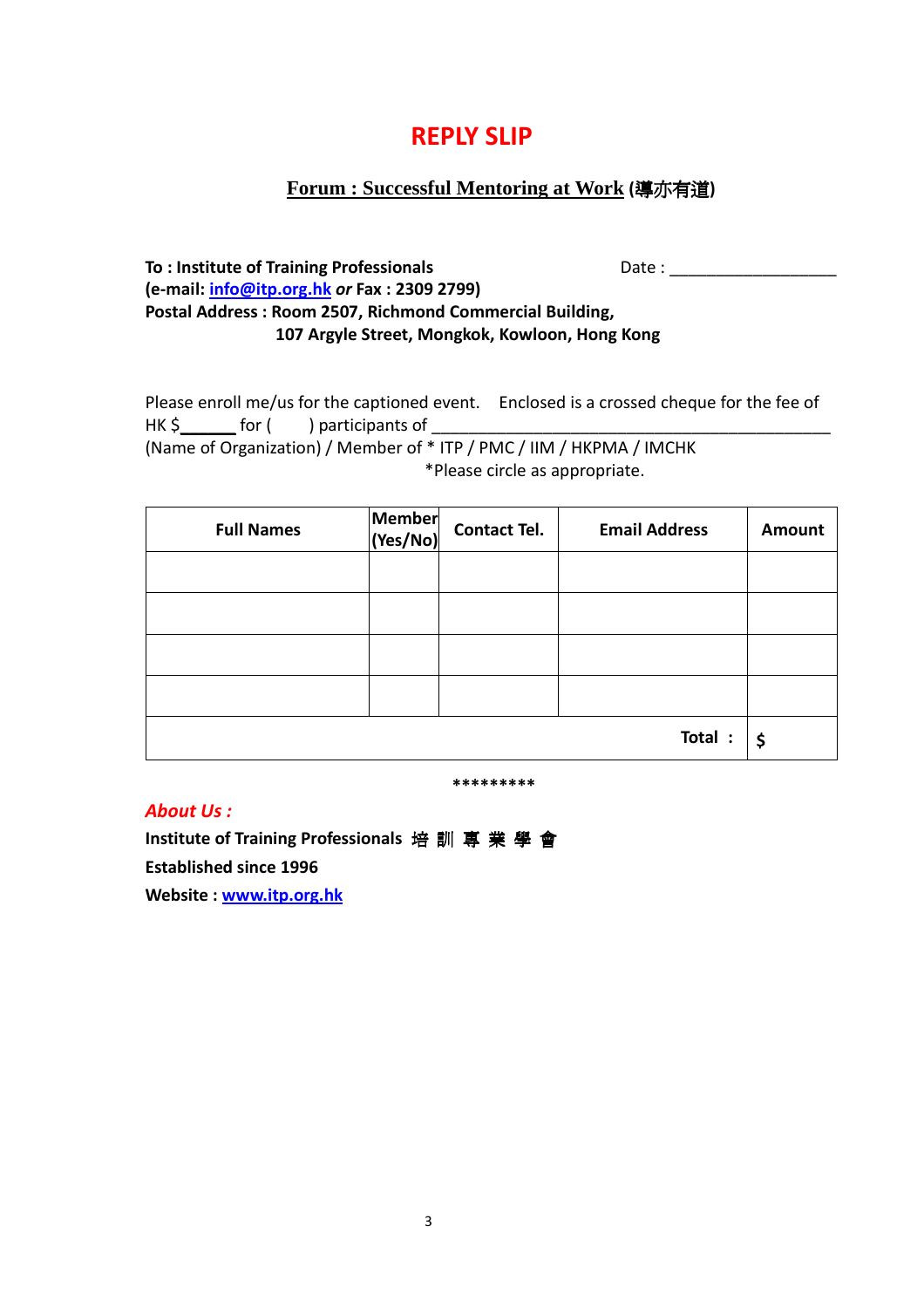# REPLY SLIP

## Forum : Successful Mentoring at Work (導亦有道)

**To : Institute of Training Professionals** Date : ___________________
**(e-mail: info@itp.org.hk *or* Fax : 2309 2799)**
**Postal Address : Room 2507, Richmond Commercial Building,**
**107 Argyle Street, Mongkok, Kowloon, Hong Kong**

Please enroll me/us for the captioned event. Enclosed is a crossed cheque for the fee of HK $______ for (   ) participants of _____________________________________________ (Name of Organization) / Member of * ITP / PMC / IIM / HKPMA / IMCHK
*Please circle as appropriate.

| Full Names | Member (Yes/No) | Contact Tel. | Email Address | Amount |
|---|---|---|---|---|
| | | | | |
| | | | | |
| | | | | |
| | | | | |
| | | | Total : | $ |

*********

***About Us :***

**Institute of Training Professionals 培 訓 專 業 學 會**
**Established since 1996**
**Website : www.itp.org.hk**